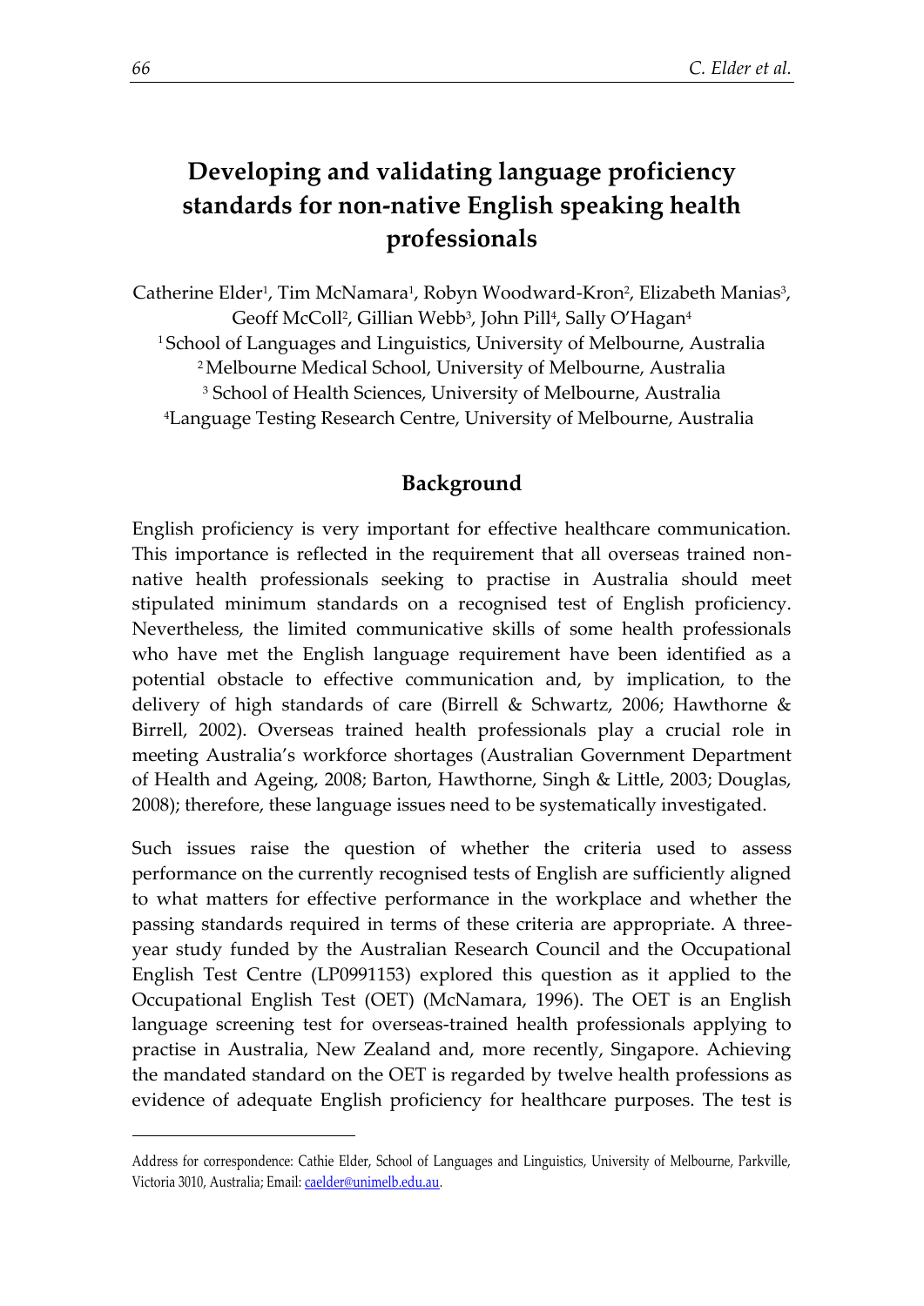# Developing and validating language proficiency standards for non-native English speaking health professionals

Catherine Elder[1], Tim McNamara[1], Robyn Woodward-Kron[2], Elizabeth Manias[3], Geoff McColl[2], Gillian Webb[3], John Pill[4], Sally O'Hagan[4]

[1] School of Languages and Linguistics, University of Melbourne, Australia

[2] Melbourne Medical School, University of Melbourne, Australia

[3] School of Health Sciences, University of Melbourne, Australia

[4] Language Testing Research Centre, University of Melbourne, Australia

## Background

English proficiency is very important for effective healthcare communication. This importance is reflected in the requirement that all overseas trained non-native health professionals seeking to practise in Australia should meet stipulated minimum standards on a recognised test of English proficiency. Nevertheless, the limited communicative skills of some health professionals who have met the English language requirement have been identified as a potential obstacle to effective communication and, by implication, to the delivery of high standards of care (Birrell & Schwartz, 2006; Hawthorne & Birrell, 2002). Overseas trained health professionals play a crucial role in meeting Australia's workforce shortages (Australian Government Department of Health and Ageing, 2008; Barton, Hawthorne, Singh & Little, 2003; Douglas, 2008); therefore, these language issues need to be systematically investigated.

Such issues raise the question of whether the criteria used to assess performance on the currently recognised tests of English are sufficiently aligned to what matters for effective performance in the workplace and whether the passing standards required in terms of these criteria are appropriate. A three-year study funded by the Australian Research Council and the Occupational English Test Centre (LP0991153) explored this question as it applied to the Occupational English Test (OET) (McNamara, 1996). The OET is an English language screening test for overseas-trained health professionals applying to practise in Australia, New Zealand and, more recently, Singapore. Achieving the mandated standard on the OET is regarded by twelve health professions as evidence of adequate English proficiency for healthcare purposes. The test is

---

Address for correspondence: Cathie Elder, School of Languages and Linguistics, University of Melbourne, Parkville, Victoria 3010, Australia; Email: caelder@unimelb.edu.au.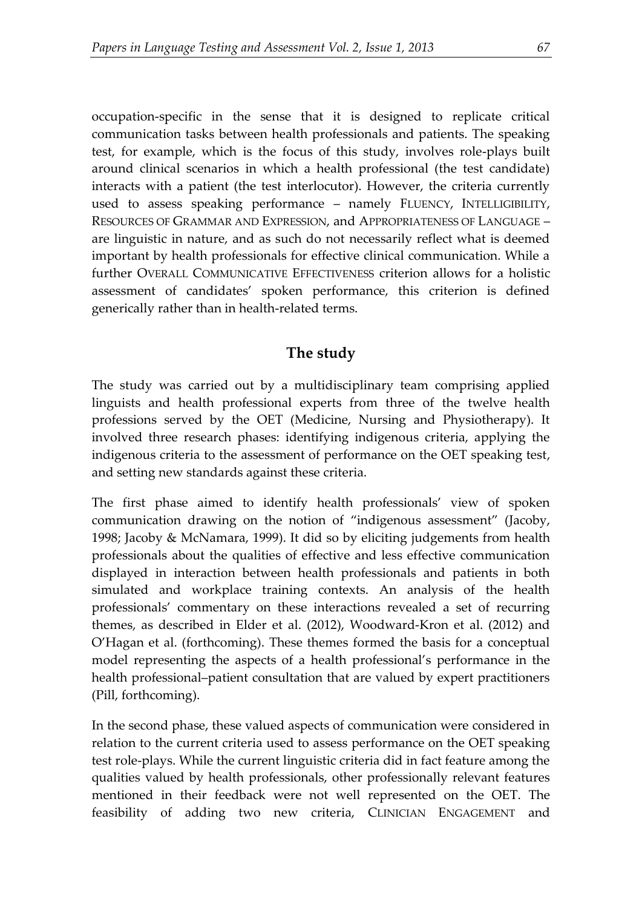occupation-specific in the sense that it is designed to replicate critical communication tasks between health professionals and patients. The speaking test, for example, which is the focus of this study, involves role-plays built around clinical scenarios in which a health professional (the test candidate) interacts with a patient (the test interlocutor). However, the criteria currently used to assess speaking performance – namely FLUENCY, INTELLIGIBILITY, RESOURCES OF GRAMMAR AND EXPRESSION, and APPROPRIATENESS OF LANGUAGE – are linguistic in nature, and as such do not necessarily reflect what is deemed important by health professionals for effective clinical communication. While a further OVERALL COMMUNICATIVE EFFECTIVENESS criterion allows for a holistic assessment of candidates' spoken performance, this criterion is defined generically rather than in health-related terms.

## The study

The study was carried out by a multidisciplinary team comprising applied linguists and health professional experts from three of the twelve health professions served by the OET (Medicine, Nursing and Physiotherapy). It involved three research phases: identifying indigenous criteria, applying the indigenous criteria to the assessment of performance on the OET speaking test, and setting new standards against these criteria.

The first phase aimed to identify health professionals' view of spoken communication drawing on the notion of "indigenous assessment" (Jacoby, 1998; Jacoby & McNamara, 1999). It did so by eliciting judgements from health professionals about the qualities of effective and less effective communication displayed in interaction between health professionals and patients in both simulated and workplace training contexts. An analysis of the health professionals' commentary on these interactions revealed a set of recurring themes, as described in Elder et al. (2012), Woodward-Kron et al. (2012) and O'Hagan et al. (forthcoming). These themes formed the basis for a conceptual model representing the aspects of a health professional's performance in the health professional–patient consultation that are valued by expert practitioners (Pill, forthcoming).

In the second phase, these valued aspects of communication were considered in relation to the current criteria used to assess performance on the OET speaking test role-plays. While the current linguistic criteria did in fact feature among the qualities valued by health professionals, other professionally relevant features mentioned in their feedback were not well represented on the OET. The feasibility of adding two new criteria, CLINICIAN ENGAGEMENT and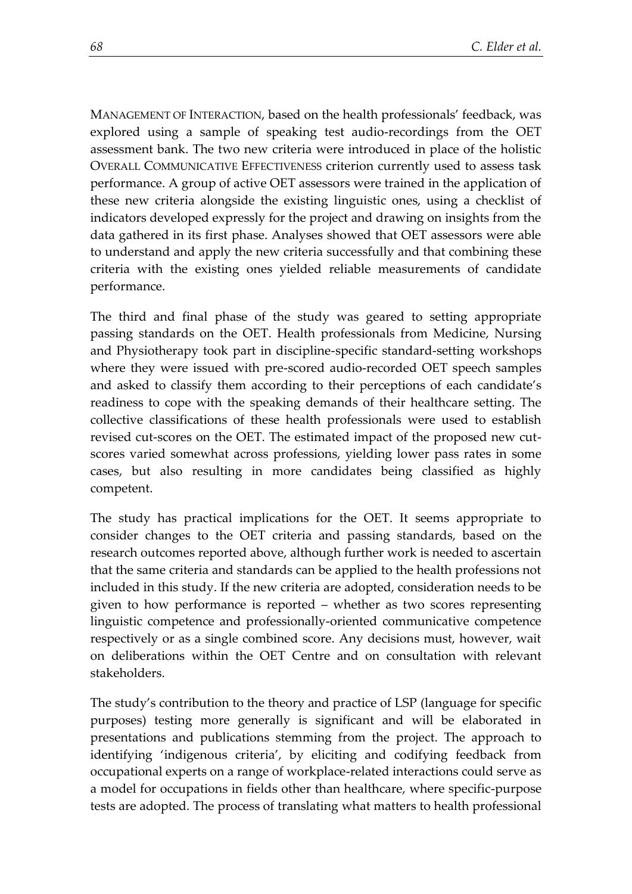MANAGEMENT OF INTERACTION, based on the health professionals' feedback, was explored using a sample of speaking test audio-recordings from the OET assessment bank. The two new criteria were introduced in place of the holistic OVERALL COMMUNICATIVE EFFECTIVENESS criterion currently used to assess task performance. A group of active OET assessors were trained in the application of these new criteria alongside the existing linguistic ones, using a checklist of indicators developed expressly for the project and drawing on insights from the data gathered in its first phase. Analyses showed that OET assessors were able to understand and apply the new criteria successfully and that combining these criteria with the existing ones yielded reliable measurements of candidate performance.

The third and final phase of the study was geared to setting appropriate passing standards on the OET. Health professionals from Medicine, Nursing and Physiotherapy took part in discipline-specific standard-setting workshops where they were issued with pre-scored audio-recorded OET speech samples and asked to classify them according to their perceptions of each candidate's readiness to cope with the speaking demands of their healthcare setting. The collective classifications of these health professionals were used to establish revised cut-scores on the OET. The estimated impact of the proposed new cut-scores varied somewhat across professions, yielding lower pass rates in some cases, but also resulting in more candidates being classified as highly competent.

The study has practical implications for the OET. It seems appropriate to consider changes to the OET criteria and passing standards, based on the research outcomes reported above, although further work is needed to ascertain that the same criteria and standards can be applied to the health professions not included in this study. If the new criteria are adopted, consideration needs to be given to how performance is reported – whether as two scores representing linguistic competence and professionally-oriented communicative competence respectively or as a single combined score. Any decisions must, however, wait on deliberations within the OET Centre and on consultation with relevant stakeholders.

The study's contribution to the theory and practice of LSP (language for specific purposes) testing more generally is significant and will be elaborated in presentations and publications stemming from the project. The approach to identifying 'indigenous criteria', by eliciting and codifying feedback from occupational experts on a range of workplace-related interactions could serve as a model for occupations in fields other than healthcare, where specific-purpose tests are adopted. The process of translating what matters to health professional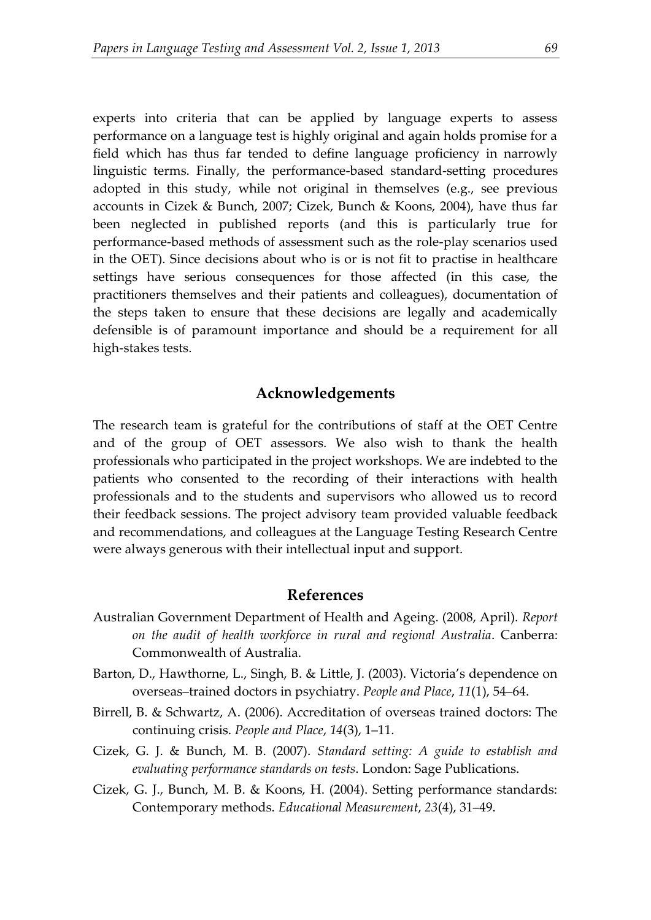experts into criteria that can be applied by language experts to assess performance on a language test is highly original and again holds promise for a field which has thus far tended to define language proficiency in narrowly linguistic terms. Finally, the performance-based standard-setting procedures adopted in this study, while not original in themselves (e.g., see previous accounts in Cizek & Bunch, 2007; Cizek, Bunch & Koons, 2004), have thus far been neglected in published reports (and this is particularly true for performance-based methods of assessment such as the role-play scenarios used in the OET). Since decisions about who is or is not fit to practise in healthcare settings have serious consequences for those affected (in this case, the practitioners themselves and their patients and colleagues), documentation of the steps taken to ensure that these decisions are legally and academically defensible is of paramount importance and should be a requirement for all high-stakes tests.

## Acknowledgements

The research team is grateful for the contributions of staff at the OET Centre and of the group of OET assessors. We also wish to thank the health professionals who participated in the project workshops. We are indebted to the patients who consented to the recording of their interactions with health professionals and to the students and supervisors who allowed us to record their feedback sessions. The project advisory team provided valuable feedback and recommendations, and colleagues at the Language Testing Research Centre were always generous with their intellectual input and support.

## References

Australian Government Department of Health and Ageing. (2008, April). *Report on the audit of health workforce in rural and regional Australia*. Canberra: Commonwealth of Australia.

Barton, D., Hawthorne, L., Singh, B. & Little, J. (2003). Victoria's dependence on overseas–trained doctors in psychiatry. *People and Place*, *11*(1), 54–64.

Birrell, B. & Schwartz, A. (2006). Accreditation of overseas trained doctors: The continuing crisis. *People and Place*, *14*(3), 1–11.

Cizek, G. J. & Bunch, M. B. (2007). *Standard setting: A guide to establish and evaluating performance standards on tests*. London: Sage Publications.

Cizek, G. J., Bunch, M. B. & Koons, H. (2004). Setting performance standards: Contemporary methods. *Educational Measurement*, *23*(4), 31–49.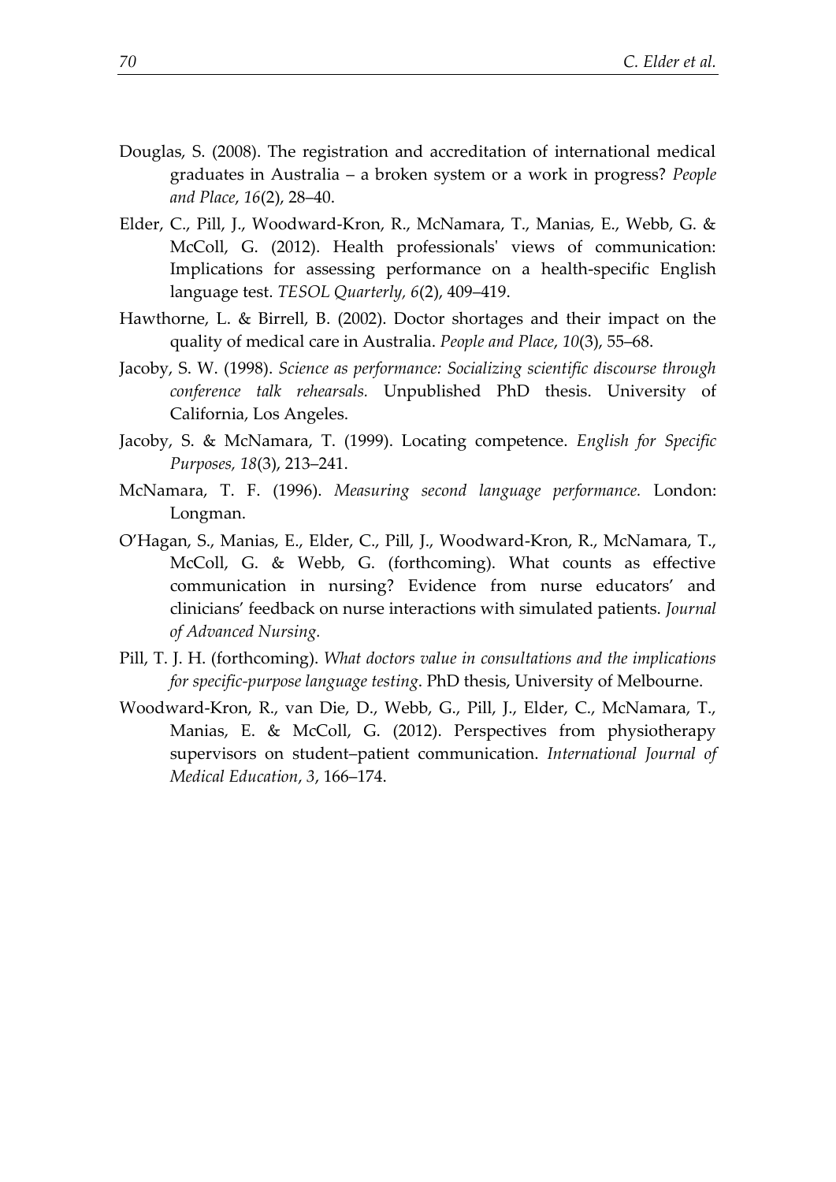Douglas, S. (2008). The registration and accreditation of international medical graduates in Australia – a broken system or a work in progress? *People and Place*, *16*(2), 28–40.

Elder, C., Pill, J., Woodward-Kron, R., McNamara, T., Manias, E., Webb, G. & McColl, G. (2012). Health professionals' views of communication: Implications for assessing performance on a health-specific English language test. *TESOL Quarterly, 6*(2), 409–419.

Hawthorne, L. & Birrell, B. (2002). Doctor shortages and their impact on the quality of medical care in Australia. *People and Place*, *10*(3), 55–68.

Jacoby, S. W. (1998). *Science as performance: Socializing scientific discourse through conference talk rehearsals.* Unpublished PhD thesis. University of California, Los Angeles.

Jacoby, S. & McNamara, T. (1999). Locating competence. *English for Specific Purposes, 18*(3), 213–241.

McNamara, T. F. (1996). *Measuring second language performance.* London: Longman.

O'Hagan, S., Manias, E., Elder, C., Pill, J., Woodward-Kron, R., McNamara, T., McColl, G. & Webb, G. (forthcoming). What counts as effective communication in nursing? Evidence from nurse educators' and clinicians' feedback on nurse interactions with simulated patients. *Journal of Advanced Nursing.*

Pill, T. J. H. (forthcoming). *What doctors value in consultations and the implications for specific-purpose language testing*. PhD thesis, University of Melbourne.

Woodward-Kron, R., van Die, D., Webb, G., Pill, J., Elder, C., McNamara, T., Manias, E. & McColl, G. (2012). Perspectives from physiotherapy supervisors on student–patient communication. *International Journal of Medical Education*, *3*, 166–174.